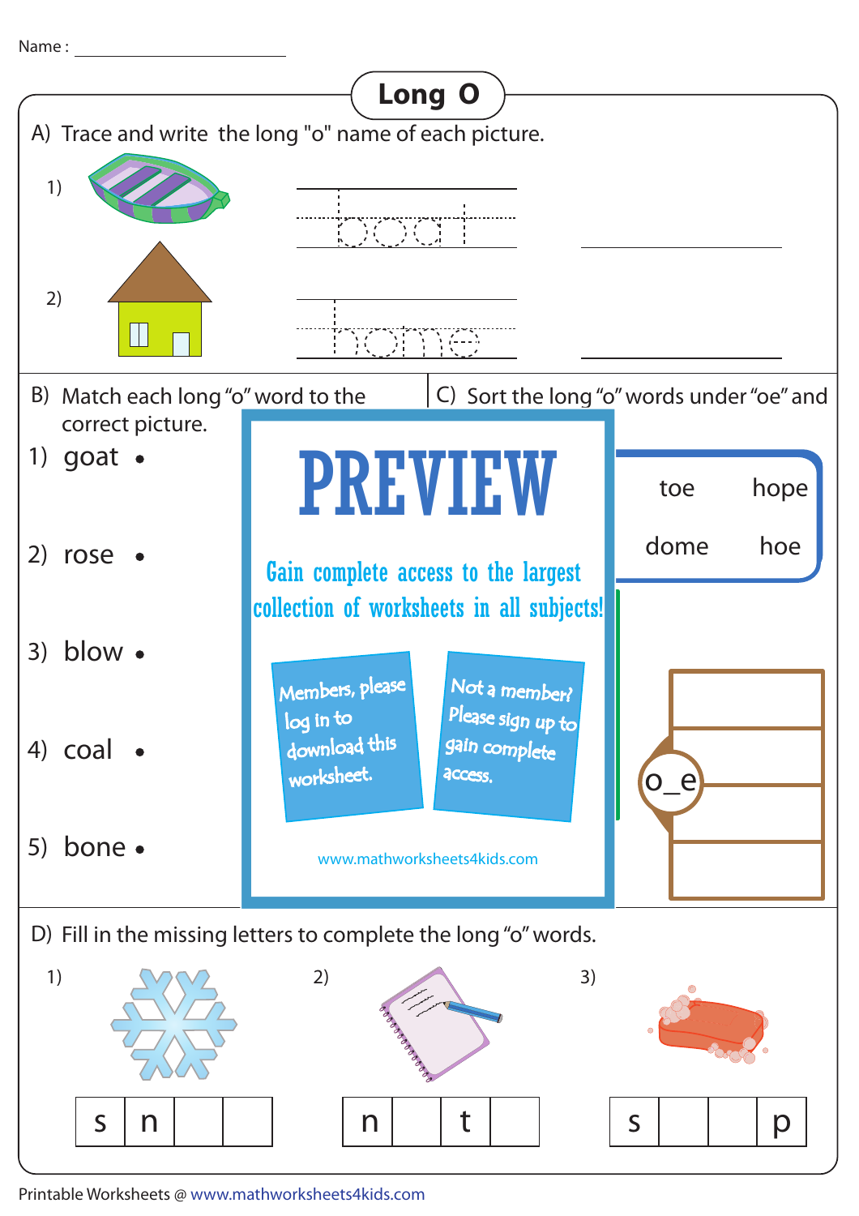Name : ____________________

# Long O

A) Trace and write the long "o" name of each picture.

1) boat ____________________

2) home ____________________

B) Match each long "o" word to the correct picture.

1) goat •

2) rose •

3) blow •

4) coal •

5) bone •

C) Sort the long "o" words under "oe" and

| toe | hope |
|---|---|
| dome | hoe |

o_e

PREVIEW

Gain complete access to the largest collection of worksheets in all subjects!

Members, please log in to download this worksheet.

Not a member? Please sign up to gain complete access.

www.mathworksheets4kids.com

D) Fill in the missing letters to complete the long "o" words.

1)

| s | n | | |
|---|---|---|---|

2)

| n | | t | |
|---|---|---|---|

3)

| s | | | p |
|---|---|---|---|

Printable Worksheets @ www.mathworksheets4kids.com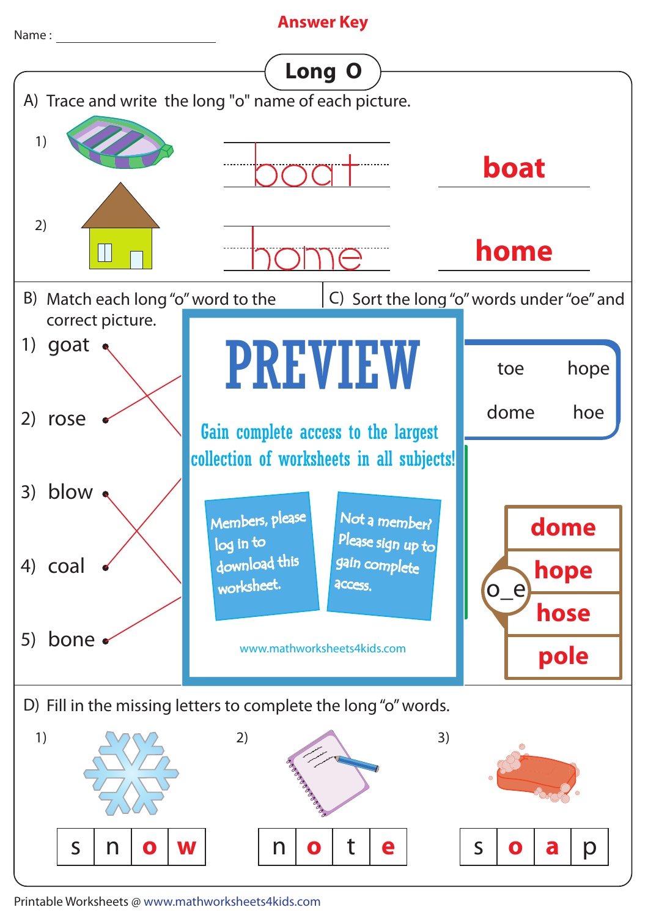Name : ____________________

**Answer Key**

# Long O

A) Trace and write the long "o" name of each picture.

1) boat — **boat**

2) home — **home**

B) Match each long "o" word to the correct picture.

1) goat

2) rose

3) blow

4) coal

5) bone

C) Sort the long "o" words under "oe" and

toe hope

dome hoe

o_e

**dome**

**hope**

**hose**

**pole**

PREVIEW

Gain complete access to the largest collection of worksheets in all subjects!

Members, please log in to download this worksheet.

Not a member? Please sign up to gain complete access.

www.mathworksheets4kids.com

D) Fill in the missing letters to complete the long "o" words.

1)

| | | | |
|---|---|---|---|
| s | n | **o** | **w** |

2)

| | | | |
|---|---|---|---|
| n | **o** | t | **e** |

3)

| | | | |
|---|---|---|---|
| s | **o** | **a** | p |

Printable Worksheets @ www.mathworksheets4kids.com